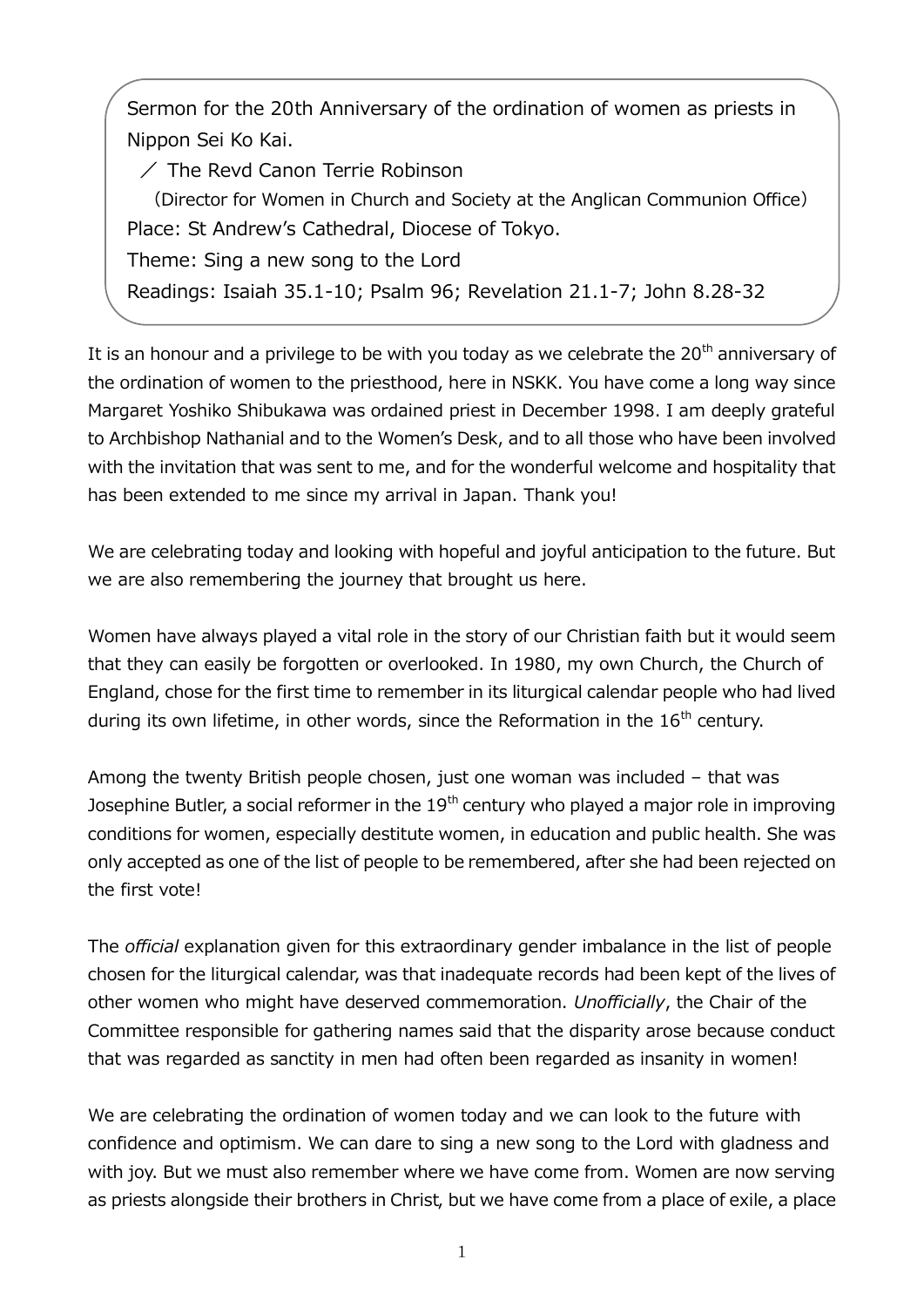Sermon for the 20th Anniversary of the ordination of women as priests in Nippon Sei Ko Kai.

／ The Revd Canon Terrie Robinson

（Director for Women in Church and Society at the Anglican Communion Office）

Place: St Andrew's Cathedral, Diocese of Tokyo.

Theme: Sing a new song to the Lord

Readings: Isaiah 35.1-10; Psalm 96; Revelation 21.1-7; John 8.28-32

It is an honour and a privilege to be with you today as we celebrate the 20th anniversary of the ordination of women to the priesthood, here in NSKK. You have come a long way since Margaret Yoshiko Shibukawa was ordained priest in December 1998. I am deeply grateful to Archbishop Nathanial and to the Women's Desk, and to all those who have been involved with the invitation that was sent to me, and for the wonderful welcome and hospitality that has been extended to me since my arrival in Japan. Thank you!

We are celebrating today and looking with hopeful and joyful anticipation to the future. But we are also remembering the journey that brought us here.

Women have always played a vital role in the story of our Christian faith but it would seem that they can easily be forgotten or overlooked. In 1980, my own Church, the Church of England, chose for the first time to remember in its liturgical calendar people who had lived during its own lifetime, in other words, since the Reformation in the 16th century.

Among the twenty British people chosen, just one woman was included – that was Josephine Butler, a social reformer in the 19th century who played a major role in improving conditions for women, especially destitute women, in education and public health. She was only accepted as one of the list of people to be remembered, after she had been rejected on the first vote!

The *official* explanation given for this extraordinary gender imbalance in the list of people chosen for the liturgical calendar, was that inadequate records had been kept of the lives of other women who might have deserved commemoration. *Unofficially*, the Chair of the Committee responsible for gathering names said that the disparity arose because conduct that was regarded as sanctity in men had often been regarded as insanity in women!

We are celebrating the ordination of women today and we can look to the future with confidence and optimism. We can dare to sing a new song to the Lord with gladness and with joy. But we must also remember where we have come from. Women are now serving as priests alongside their brothers in Christ, but we have come from a place of exile, a place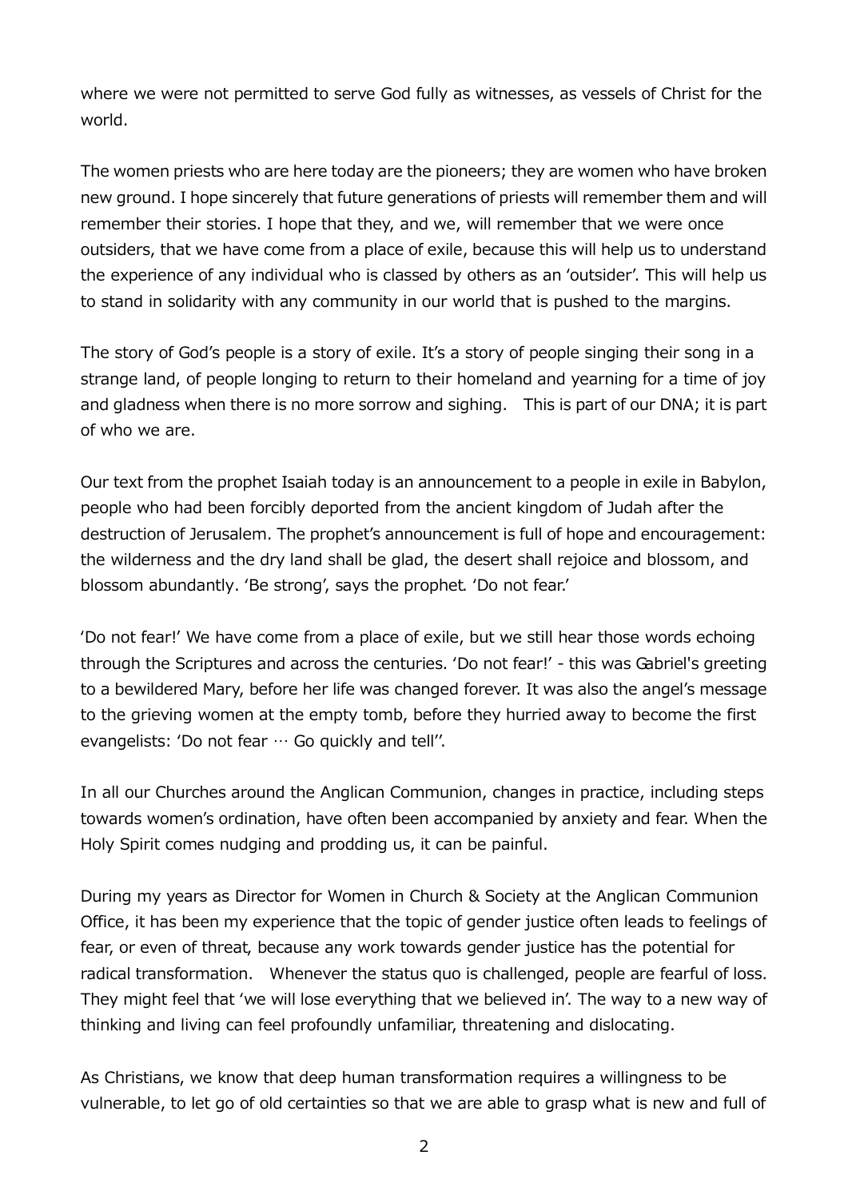where we were not permitted to serve God fully as witnesses, as vessels of Christ for the world.

The women priests who are here today are the pioneers; they are women who have broken new ground. I hope sincerely that future generations of priests will remember them and will remember their stories. I hope that they, and we, will remember that we were once outsiders, that we have come from a place of exile, because this will help us to understand the experience of any individual who is classed by others as an 'outsider'. This will help us to stand in solidarity with any community in our world that is pushed to the margins.

The story of God's people is a story of exile. It's a story of people singing their song in a strange land, of people longing to return to their homeland and yearning for a time of joy and gladness when there is no more sorrow and sighing.　This is part of our DNA; it is part of who we are.

Our text from the prophet Isaiah today is an announcement to a people in exile in Babylon, people who had been forcibly deported from the ancient kingdom of Judah after the destruction of Jerusalem. The prophet's announcement is full of hope and encouragement: the wilderness and the dry land shall be glad, the desert shall rejoice and blossom, and blossom abundantly. 'Be strong', says the prophet. 'Do not fear.'

'Do not fear!' We have come from a place of exile, but we still hear those words echoing through the Scriptures and across the centuries. 'Do not fear!' - this was Gabriel's greeting to a bewildered Mary, before her life was changed forever. It was also the angel's message to the grieving women at the empty tomb, before they hurried away to become the first evangelists: 'Do not fear … Go quickly and tell''.

In all our Churches around the Anglican Communion, changes in practice, including steps towards women's ordination, have often been accompanied by anxiety and fear. When the Holy Spirit comes nudging and prodding us, it can be painful.

During my years as Director for Women in Church & Society at the Anglican Communion Office, it has been my experience that the topic of gender justice often leads to feelings of fear, or even of threat, because any work towards gender justice has the potential for radical transformation.　Whenever the status quo is challenged, people are fearful of loss. They might feel that 'we will lose everything that we believed in'. The way to a new way of thinking and living can feel profoundly unfamiliar, threatening and dislocating.

As Christians, we know that deep human transformation requires a willingness to be vulnerable, to let go of old certainties so that we are able to grasp what is new and full of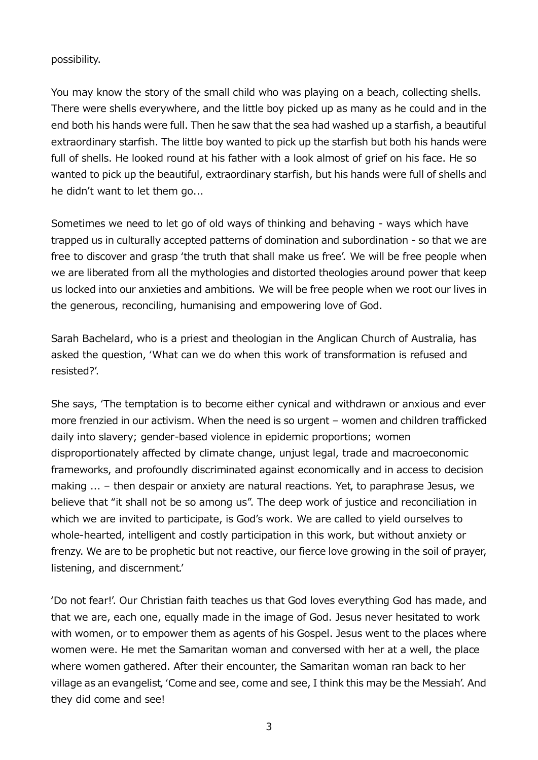possibility.

You may know the story of the small child who was playing on a beach, collecting shells. There were shells everywhere, and the little boy picked up as many as he could and in the end both his hands were full. Then he saw that the sea had washed up a starfish, a beautiful extraordinary starfish. The little boy wanted to pick up the starfish but both his hands were full of shells. He looked round at his father with a look almost of grief on his face. He so wanted to pick up the beautiful, extraordinary starfish, but his hands were full of shells and he didn't want to let them go...

Sometimes we need to let go of old ways of thinking and behaving - ways which have trapped us in culturally accepted patterns of domination and subordination - so that we are free to discover and grasp 'the truth that shall make us free'. We will be free people when we are liberated from all the mythologies and distorted theologies around power that keep us locked into our anxieties and ambitions. We will be free people when we root our lives in the generous, reconciling, humanising and empowering love of God.

Sarah Bachelard, who is a priest and theologian in the Anglican Church of Australia, has asked the question, 'What can we do when this work of transformation is refused and resisted?'.

She says, 'The temptation is to become either cynical and withdrawn or anxious and ever more frenzied in our activism. When the need is so urgent – women and children trafficked daily into slavery; gender-based violence in epidemic proportions; women disproportionately affected by climate change, unjust legal, trade and macroeconomic frameworks, and profoundly discriminated against economically and in access to decision making ... – then despair or anxiety are natural reactions. Yet, to paraphrase Jesus, we believe that "it shall not be so among us". The deep work of justice and reconciliation in which we are invited to participate, is God's work. We are called to yield ourselves to whole-hearted, intelligent and costly participation in this work, but without anxiety or frenzy. We are to be prophetic but not reactive, our fierce love growing in the soil of prayer, listening, and discernment.'

'Do not fear!'. Our Christian faith teaches us that God loves everything God has made, and that we are, each one, equally made in the image of God. Jesus never hesitated to work with women, or to empower them as agents of his Gospel. Jesus went to the places where women were. He met the Samaritan woman and conversed with her at a well, the place where women gathered. After their encounter, the Samaritan woman ran back to her village as an evangelist, 'Come and see, come and see, I think this may be the Messiah'. And they did come and see!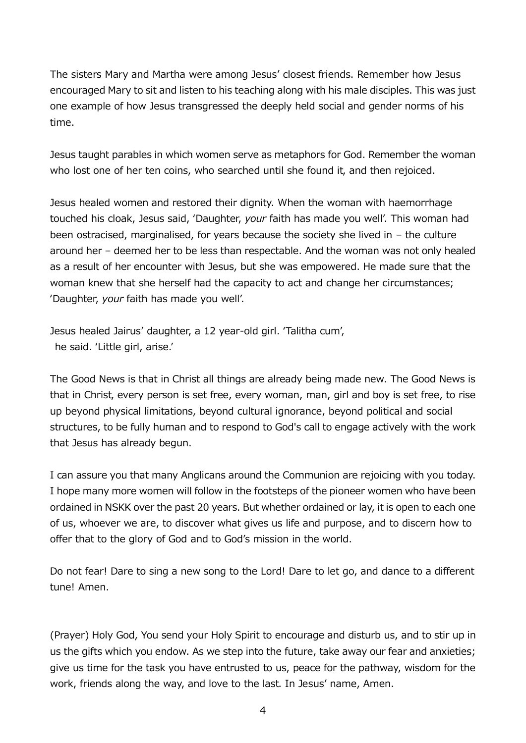The sisters Mary and Martha were among Jesus' closest friends. Remember how Jesus encouraged Mary to sit and listen to his teaching along with his male disciples. This was just one example of how Jesus transgressed the deeply held social and gender norms of his time.

Jesus taught parables in which women serve as metaphors for God. Remember the woman who lost one of her ten coins, who searched until she found it, and then rejoiced.

Jesus healed women and restored their dignity. When the woman with haemorrhage touched his cloak, Jesus said, 'Daughter, *your* faith has made you well'. This woman had been ostracised, marginalised, for years because the society she lived in – the culture around her – deemed her to be less than respectable. And the woman was not only healed as a result of her encounter with Jesus, but she was empowered. He made sure that the woman knew that she herself had the capacity to act and change her circumstances; 'Daughter, *your* faith has made you well'.

Jesus healed Jairus' daughter, a 12 year-old girl. 'Talitha cum', he said. 'Little girl, arise.'

The Good News is that in Christ all things are already being made new. The Good News is that in Christ, every person is set free, every woman, man, girl and boy is set free, to rise up beyond physical limitations, beyond cultural ignorance, beyond political and social structures, to be fully human and to respond to God's call to engage actively with the work that Jesus has already begun.

I can assure you that many Anglicans around the Communion are rejoicing with you today. I hope many more women will follow in the footsteps of the pioneer women who have been ordained in NSKK over the past 20 years. But whether ordained or lay, it is open to each one of us, whoever we are, to discover what gives us life and purpose, and to discern how to offer that to the glory of God and to God's mission in the world.

Do not fear! Dare to sing a new song to the Lord! Dare to let go, and dance to a different tune! Amen.

(Prayer) Holy God, You send your Holy Spirit to encourage and disturb us, and to stir up in us the gifts which you endow. As we step into the future, take away our fear and anxieties; give us time for the task you have entrusted to us, peace for the pathway, wisdom for the work, friends along the way, and love to the last. In Jesus' name, Amen.